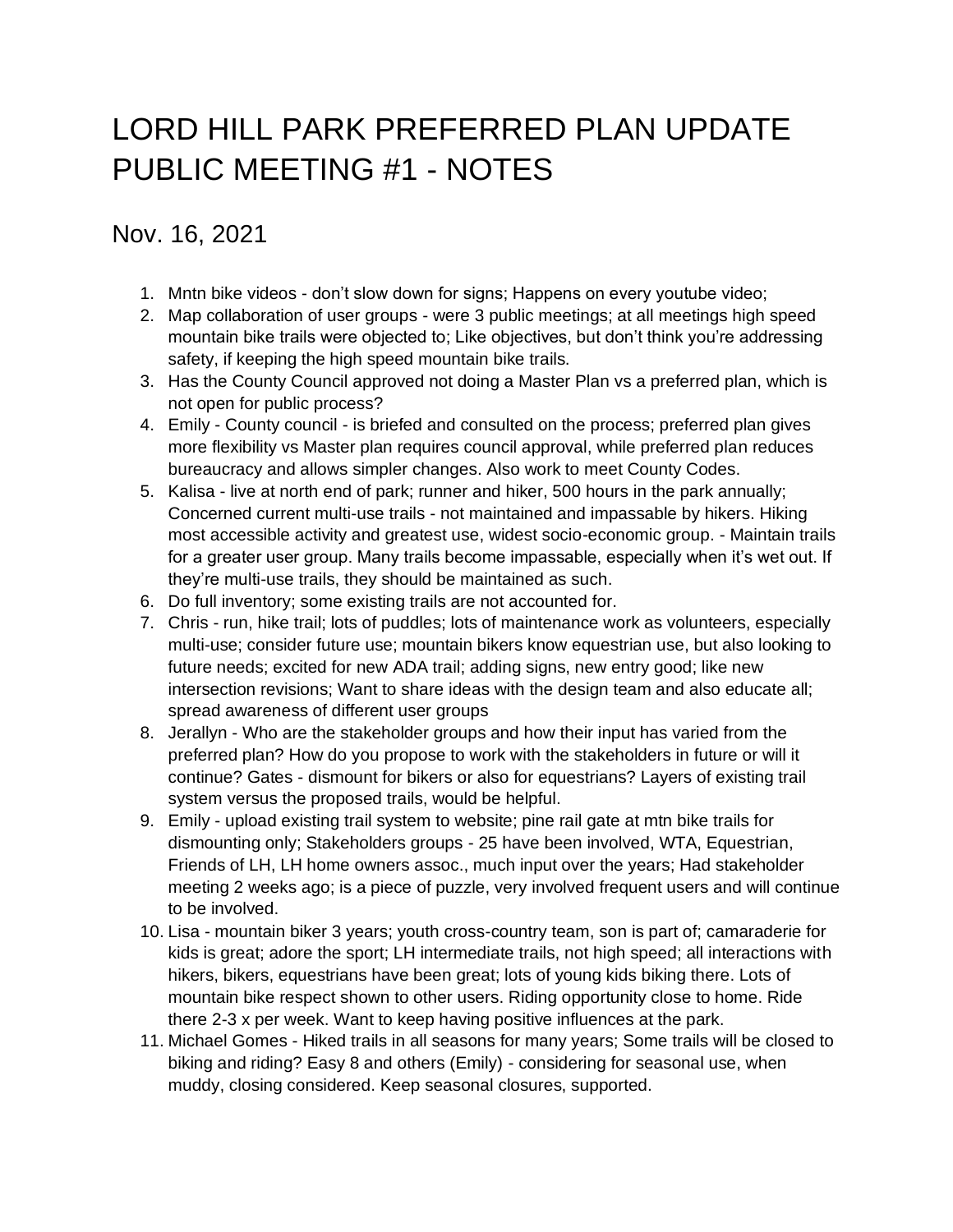# LORD HILL PARK PREFERRED PLAN UPDATE PUBLIC MEETING #1 - NOTES

## Nov. 16, 2021

1. Mntn bike videos - don't slow down for signs; Happens on every youtube video;
2. Map collaboration of user groups - were 3 public meetings; at all meetings high speed mountain bike trails were objected to; Like objectives, but don't think you're addressing safety, if keeping the high speed mountain bike trails.
3. Has the County Council approved not doing a Master Plan vs a preferred plan, which is not open for public process?
4. Emily - County council - is briefed and consulted on the process; preferred plan gives more flexibility vs Master plan requires council approval, while preferred plan reduces bureaucracy and allows simpler changes. Also work to meet County Codes.
5. Kalisa - live at north end of park; runner and hiker, 500 hours in the park annually; Concerned current multi-use trails - not maintained and impassable by hikers. Hiking most accessible activity and greatest use, widest socio-economic group. - Maintain trails for a greater user group. Many trails become impassable, especially when it's wet out. If they're multi-use trails, they should be maintained as such.
6. Do full inventory; some existing trails are not accounted for.
7. Chris - run, hike trail; lots of puddles; lots of maintenance work as volunteers, especially multi-use; consider future use; mountain bikers know equestrian use, but also looking to future needs; excited for new ADA trail; adding signs, new entry good; like new intersection revisions; Want to share ideas with the design team and also educate all; spread awareness of different user groups
8. Jerallyn - Who are the stakeholder groups and how their input has varied from the preferred plan? How do you propose to work with the stakeholders in future or will it continue? Gates - dismount for bikers or also for equestrians? Layers of existing trail system versus the proposed trails, would be helpful.
9. Emily - upload existing trail system to website; pine rail gate at mtn bike trails for dismounting only; Stakeholders groups - 25 have been involved, WTA, Equestrian, Friends of LH, LH home owners assoc., much input over the years; Had stakeholder meeting 2 weeks ago; is a piece of puzzle, very involved frequent users and will continue to be involved.
10. Lisa - mountain biker 3 years; youth cross-country team, son is part of; camaraderie for kids is great; adore the sport; LH intermediate trails, not high speed; all interactions with hikers, bikers, equestrians have been great; lots of young kids biking there. Lots of mountain bike respect shown to other users. Riding opportunity close to home. Ride there 2-3 x per week. Want to keep having positive influences at the park.
11. Michael Gomes - Hiked trails in all seasons for many years; Some trails will be closed to biking and riding? Easy 8 and others (Emily) - considering for seasonal use, when muddy, closing considered. Keep seasonal closures, supported.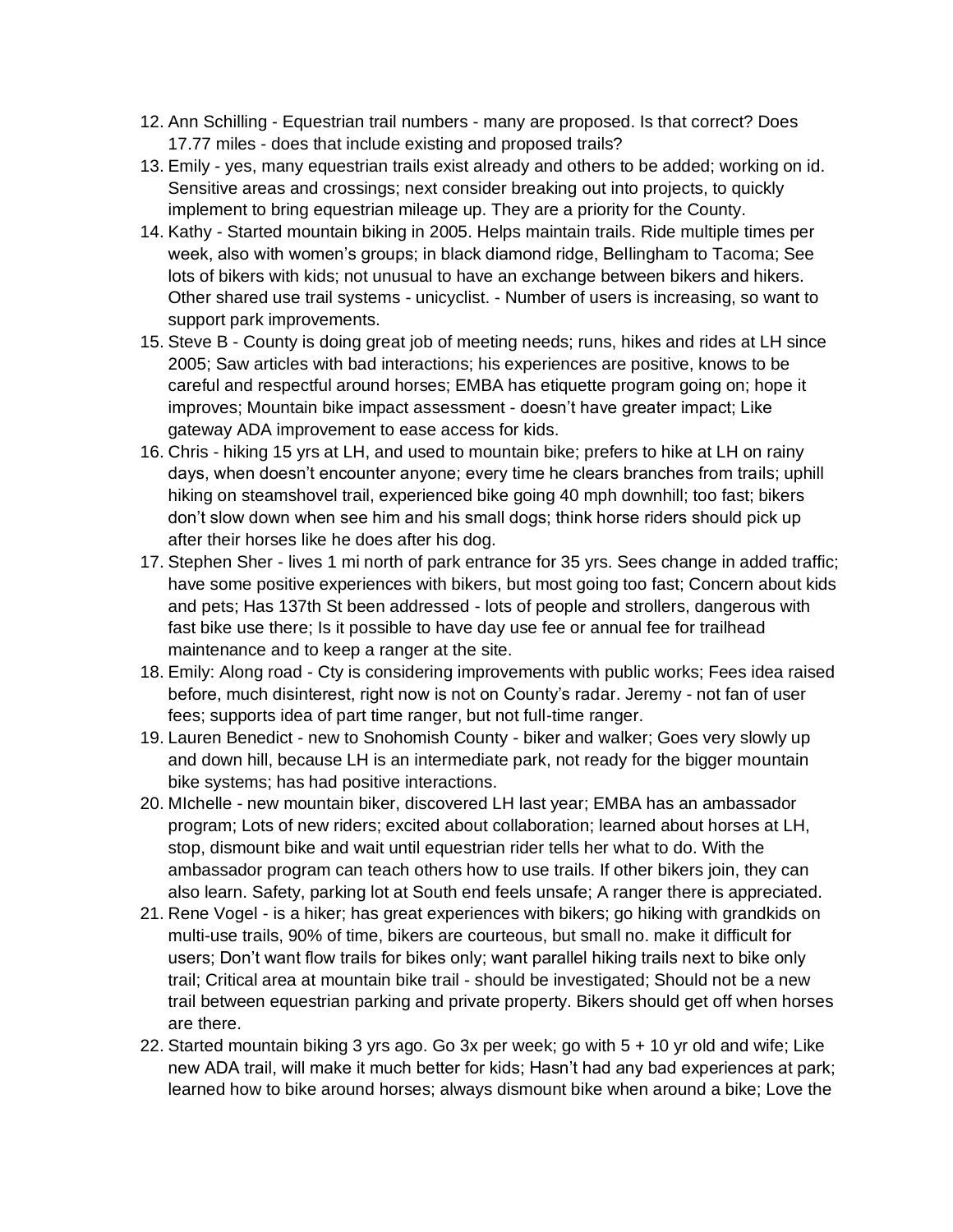12. Ann Schilling - Equestrian trail numbers - many are proposed. Is that correct? Does 17.77 miles - does that include existing and proposed trails?
13. Emily - yes, many equestrian trails exist already and others to be added; working on id. Sensitive areas and crossings; next consider breaking out into projects, to quickly implement to bring equestrian mileage up. They are a priority for the County.
14. Kathy - Started mountain biking in 2005. Helps maintain trails. Ride multiple times per week, also with women's groups; in black diamond ridge, Bellingham to Tacoma; See lots of bikers with kids; not unusual to have an exchange between bikers and hikers. Other shared use trail systems - unicyclist. - Number of users is increasing, so want to support park improvements.
15. Steve B - County is doing great job of meeting needs; runs, hikes and rides at LH since 2005; Saw articles with bad interactions; his experiences are positive, knows to be careful and respectful around horses; EMBA has etiquette program going on; hope it improves; Mountain bike impact assessment - doesn't have greater impact; Like gateway ADA improvement to ease access for kids.
16. Chris - hiking 15 yrs at LH, and used to mountain bike; prefers to hike at LH on rainy days, when doesn't encounter anyone; every time he clears branches from trails; uphill hiking on steamshovel trail, experienced bike going 40 mph downhill; too fast; bikers don't slow down when see him and his small dogs; think horse riders should pick up after their horses like he does after his dog.
17. Stephen Sher - lives 1 mi north of park entrance for 35 yrs. Sees change in added traffic; have some positive experiences with bikers, but most going too fast; Concern about kids and pets; Has 137th St been addressed - lots of people and strollers, dangerous with fast bike use there; Is it possible to have day use fee or annual fee for trailhead maintenance and to keep a ranger at the site.
18. Emily: Along road - Cty is considering improvements with public works; Fees idea raised before, much disinterest, right now is not on County's radar. Jeremy - not fan of user fees; supports idea of part time ranger, but not full-time ranger.
19. Lauren Benedict - new to Snohomish County - biker and walker; Goes very slowly up and down hill, because LH is an intermediate park, not ready for the bigger mountain bike systems; has had positive interactions.
20. MIchelle - new mountain biker, discovered LH last year; EMBA has an ambassador program; Lots of new riders; excited about collaboration; learned about horses at LH, stop, dismount bike and wait until equestrian rider tells her what to do. With the ambassador program can teach others how to use trails. If other bikers join, they can also learn. Safety, parking lot at South end feels unsafe; A ranger there is appreciated.
21. Rene Vogel - is a hiker; has great experiences with bikers; go hiking with grandkids on multi-use trails, 90% of time, bikers are courteous, but small no. make it difficult for users; Don't want flow trails for bikes only; want parallel hiking trails next to bike only trail; Critical area at mountain bike trail - should be investigated; Should not be a new trail between equestrian parking and private property. Bikers should get off when horses are there.
22. Started mountain biking 3 yrs ago. Go 3x per week; go with 5 + 10 yr old and wife; Like new ADA trail, will make it much better for kids; Hasn't had any bad experiences at park; learned how to bike around horses; always dismount bike when around a bike; Love the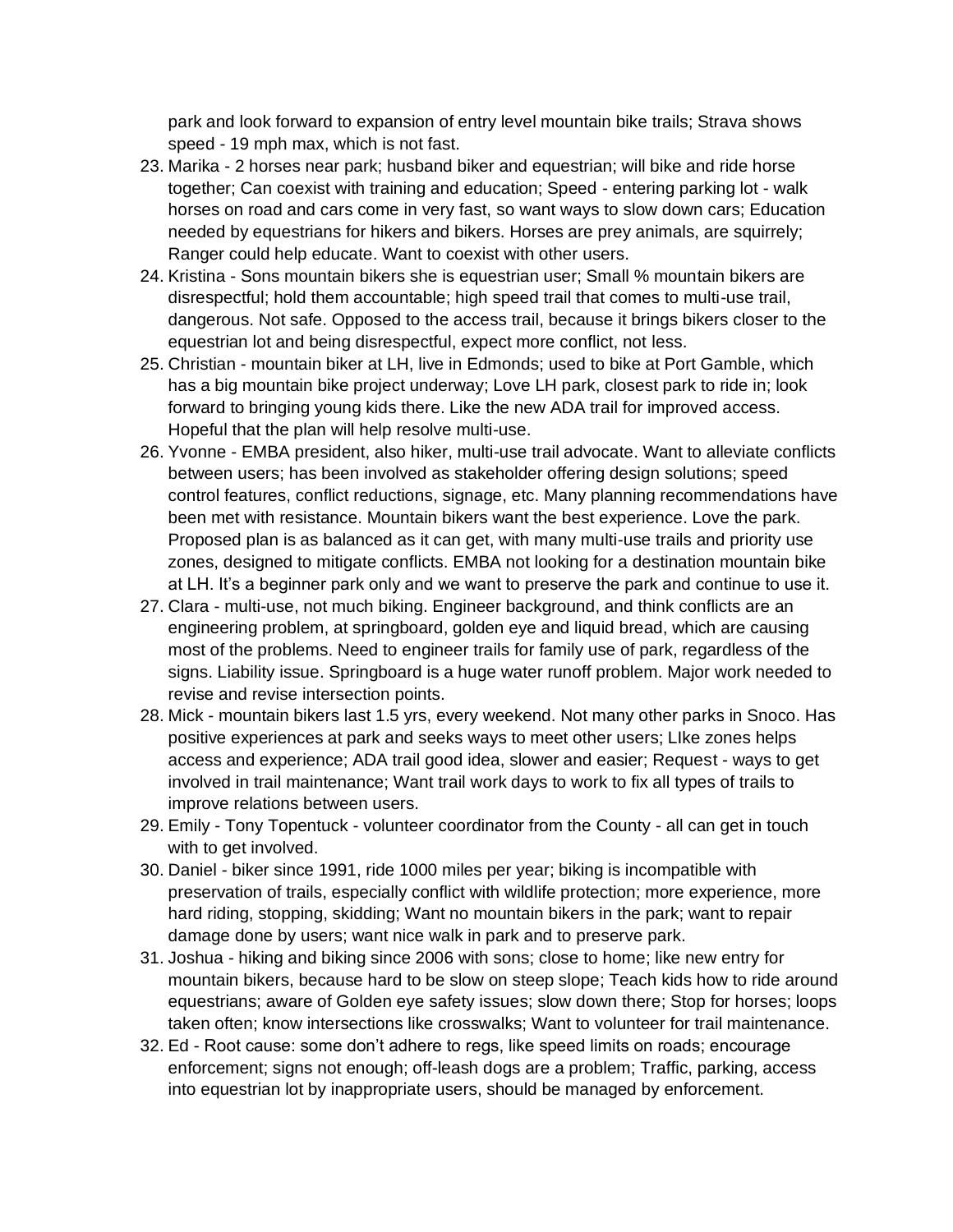park and look forward to expansion of entry level mountain bike trails; Strava shows speed - 19 mph max, which is not fast.

23. Marika - 2 horses near park; husband biker and equestrian; will bike and ride horse together; Can coexist with training and education; Speed - entering parking lot - walk horses on road and cars come in very fast, so want ways to slow down cars; Education needed by equestrians for hikers and bikers. Horses are prey animals, are squirrely; Ranger could help educate. Want to coexist with other users.
24. Kristina - Sons mountain bikers she is equestrian user; Small % mountain bikers are disrespectful; hold them accountable; high speed trail that comes to multi-use trail, dangerous. Not safe. Opposed to the access trail, because it brings bikers closer to the equestrian lot and being disrespectful, expect more conflict, not less.
25. Christian - mountain biker at LH, live in Edmonds; used to bike at Port Gamble, which has a big mountain bike project underway; Love LH park, closest park to ride in; look forward to bringing young kids there. Like the new ADA trail for improved access. Hopeful that the plan will help resolve multi-use.
26. Yvonne - EMBA president, also hiker, multi-use trail advocate. Want to alleviate conflicts between users; has been involved as stakeholder offering design solutions; speed control features, conflict reductions, signage, etc. Many planning recommendations have been met with resistance. Mountain bikers want the best experience. Love the park. Proposed plan is as balanced as it can get, with many multi-use trails and priority use zones, designed to mitigate conflicts. EMBA not looking for a destination mountain bike at LH. It's a beginner park only and we want to preserve the park and continue to use it.
27. Clara - multi-use, not much biking. Engineer background, and think conflicts are an engineering problem, at springboard, golden eye and liquid bread, which are causing most of the problems. Need to engineer trails for family use of park, regardless of the signs. Liability issue. Springboard is a huge water runoff problem. Major work needed to revise and revise intersection points.
28. Mick - mountain bikers last 1.5 yrs, every weekend. Not many other parks in Snoco. Has positive experiences at park and seeks ways to meet other users; LIke zones helps access and experience; ADA trail good idea, slower and easier; Request - ways to get involved in trail maintenance; Want trail work days to work to fix all types of trails to improve relations between users.
29. Emily - Tony Topentuck - volunteer coordinator from the County - all can get in touch with to get involved.
30. Daniel - biker since 1991, ride 1000 miles per year; biking is incompatible with preservation of trails, especially conflict with wildlife protection; more experience, more hard riding, stopping, skidding; Want no mountain bikers in the park; want to repair damage done by users; want nice walk in park and to preserve park.
31. Joshua - hiking and biking since 2006 with sons; close to home; like new entry for mountain bikers, because hard to be slow on steep slope; Teach kids how to ride around equestrians; aware of Golden eye safety issues; slow down there; Stop for horses; loops taken often; know intersections like crosswalks; Want to volunteer for trail maintenance.
32. Ed - Root cause: some don't adhere to regs, like speed limits on roads; encourage enforcement; signs not enough; off-leash dogs are a problem; Traffic, parking, access into equestrian lot by inappropriate users, should be managed by enforcement.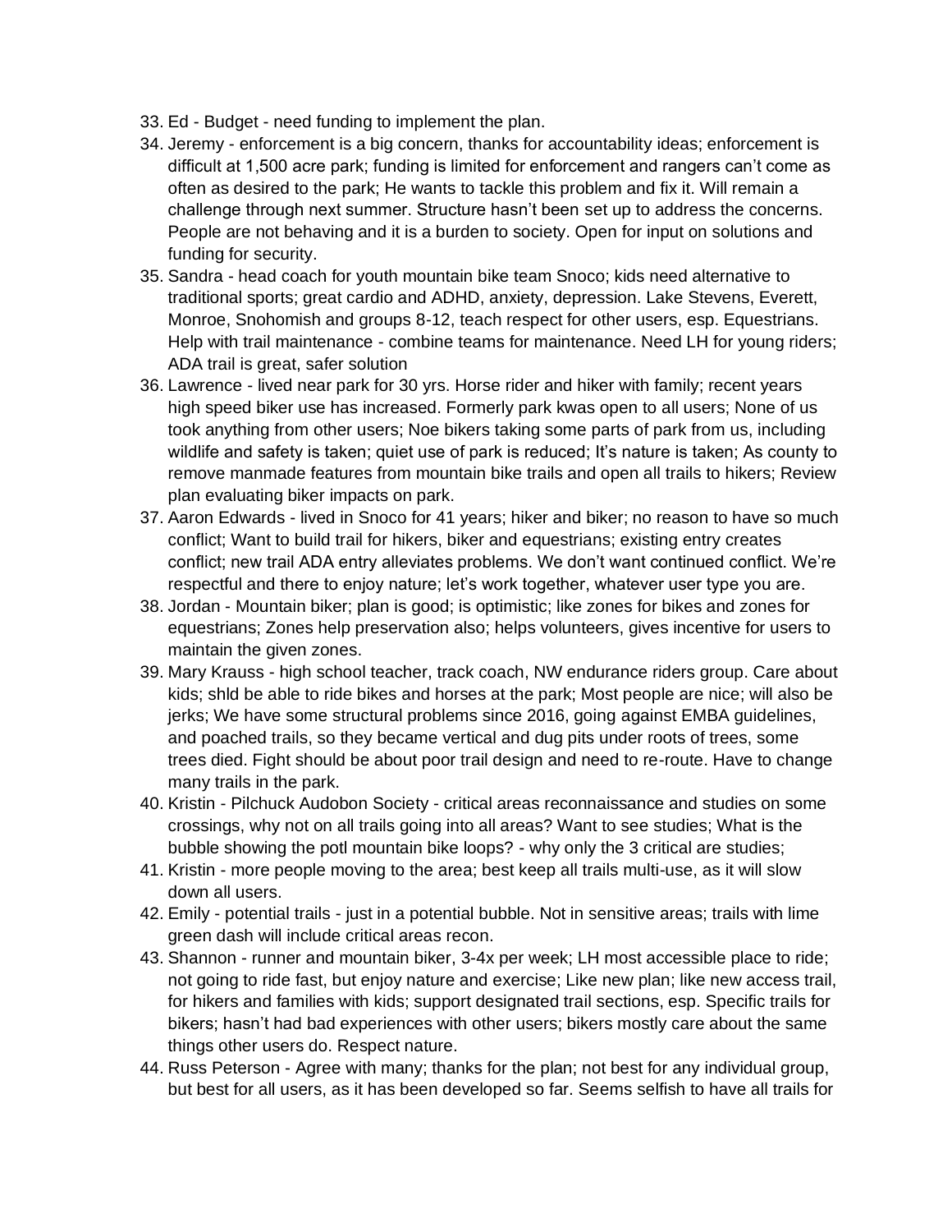33. Ed - Budget - need funding to implement the plan.
34. Jeremy - enforcement is a big concern, thanks for accountability ideas; enforcement is difficult at 1,500 acre park; funding is limited for enforcement and rangers can't come as often as desired to the park; He wants to tackle this problem and fix it. Will remain a challenge through next summer. Structure hasn't been set up to address the concerns. People are not behaving and it is a burden to society. Open for input on solutions and funding for security.
35. Sandra - head coach for youth mountain bike team Snoco; kids need alternative to traditional sports; great cardio and ADHD, anxiety, depression. Lake Stevens, Everett, Monroe, Snohomish and groups 8-12, teach respect for other users, esp. Equestrians. Help with trail maintenance - combine teams for maintenance. Need LH for young riders; ADA trail is great, safer solution
36. Lawrence - lived near park for 30 yrs. Horse rider and hiker with family; recent years high speed biker use has increased. Formerly park kwas open to all users; None of us took anything from other users; Noe bikers taking some parts of park from us, including wildlife and safety is taken; quiet use of park is reduced; It's nature is taken; As county to remove manmade features from mountain bike trails and open all trails to hikers; Review plan evaluating biker impacts on park.
37. Aaron Edwards - lived in Snoco for 41 years; hiker and biker; no reason to have so much conflict; Want to build trail for hikers, biker and equestrians; existing entry creates conflict; new trail ADA entry alleviates problems. We don't want continued conflict. We're respectful and there to enjoy nature; let's work together, whatever user type you are.
38. Jordan - Mountain biker; plan is good; is optimistic; like zones for bikes and zones for equestrians; Zones help preservation also; helps volunteers, gives incentive for users to maintain the given zones.
39. Mary Krauss - high school teacher, track coach, NW endurance riders group. Care about kids; shld be able to ride bikes and horses at the park; Most people are nice; will also be jerks; We have some structural problems since 2016, going against EMBA guidelines, and poached trails, so they became vertical and dug pits under roots of trees, some trees died. Fight should be about poor trail design and need to re-route. Have to change many trails in the park.
40. Kristin - Pilchuck Audobon Society - critical areas reconnaissance and studies on some crossings, why not on all trails going into all areas? Want to see studies; What is the bubble showing the potl mountain bike loops? - why only the 3 critical are studies;
41. Kristin - more people moving to the area; best keep all trails multi-use, as it will slow down all users.
42. Emily - potential trails - just in a potential bubble. Not in sensitive areas; trails with lime green dash will include critical areas recon.
43. Shannon - runner and mountain biker, 3-4x per week; LH most accessible place to ride; not going to ride fast, but enjoy nature and exercise; Like new plan; like new access trail, for hikers and families with kids; support designated trail sections, esp. Specific trails for bikers; hasn't had bad experiences with other users; bikers mostly care about the same things other users do. Respect nature.
44. Russ Peterson - Agree with many; thanks for the plan; not best for any individual group, but best for all users, as it has been developed so far. Seems selfish to have all trails for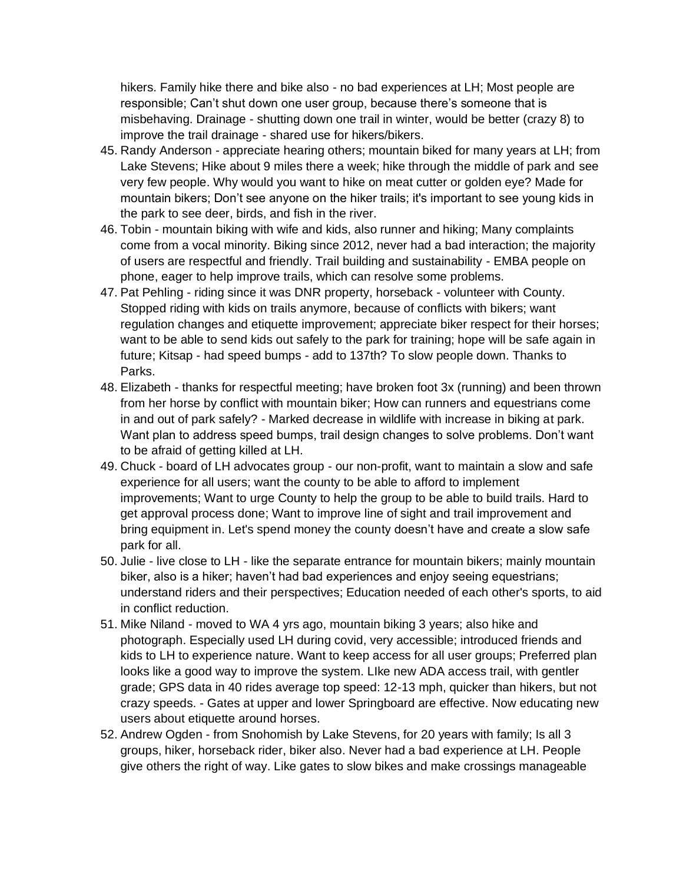hikers. Family hike there and bike also - no bad experiences at LH; Most people are responsible; Can't shut down one user group, because there's someone that is misbehaving. Drainage - shutting down one trail in winter, would be better (crazy 8) to improve the trail drainage - shared use for hikers/bikers.

45. Randy Anderson - appreciate hearing others; mountain biked for many years at LH; from Lake Stevens; Hike about 9 miles there a week; hike through the middle of park and see very few people. Why would you want to hike on meat cutter or golden eye? Made for mountain bikers; Don't see anyone on the hiker trails; it's important to see young kids in the park to see deer, birds, and fish in the river.
46. Tobin - mountain biking with wife and kids, also runner and hiking; Many complaints come from a vocal minority. Biking since 2012, never had a bad interaction; the majority of users are respectful and friendly. Trail building and sustainability - EMBA people on phone, eager to help improve trails, which can resolve some problems.
47. Pat Pehling - riding since it was DNR property, horseback - volunteer with County. Stopped riding with kids on trails anymore, because of conflicts with bikers; want regulation changes and etiquette improvement; appreciate biker respect for their horses; want to be able to send kids out safely to the park for training; hope will be safe again in future; Kitsap - had speed bumps - add to 137th? To slow people down. Thanks to Parks.
48. Elizabeth - thanks for respectful meeting; have broken foot 3x (running) and been thrown from her horse by conflict with mountain biker; How can runners and equestrians come in and out of park safely? - Marked decrease in wildlife with increase in biking at park. Want plan to address speed bumps, trail design changes to solve problems. Don't want to be afraid of getting killed at LH.
49. Chuck - board of LH advocates group - our non-profit, want to maintain a slow and safe experience for all users; want the county to be able to afford to implement improvements; Want to urge County to help the group to be able to build trails. Hard to get approval process done; Want to improve line of sight and trail improvement and bring equipment in. Let's spend money the county doesn't have and create a slow safe park for all.
50. Julie - live close to LH - like the separate entrance for mountain bikers; mainly mountain biker, also is a hiker; haven't had bad experiences and enjoy seeing equestrians; understand riders and their perspectives; Education needed of each other's sports, to aid in conflict reduction.
51. Mike Niland - moved to WA 4 yrs ago, mountain biking 3 years; also hike and photograph. Especially used LH during covid, very accessible; introduced friends and kids to LH to experience nature. Want to keep access for all user groups; Preferred plan looks like a good way to improve the system. LIke new ADA access trail, with gentler grade; GPS data in 40 rides average top speed: 12-13 mph, quicker than hikers, but not crazy speeds. - Gates at upper and lower Springboard are effective. Now educating new users about etiquette around horses.
52. Andrew Ogden - from Snohomish by Lake Stevens, for 20 years with family; Is all 3 groups, hiker, horseback rider, biker also. Never had a bad experience at LH. People give others the right of way. Like gates to slow bikes and make crossings manageable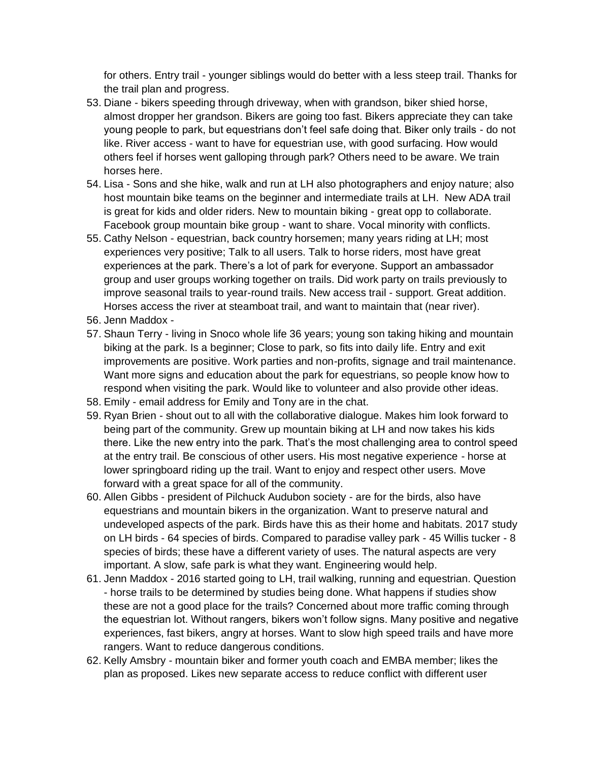for others. Entry trail - younger siblings would do better with a less steep trail. Thanks for the trail plan and progress.

53. Diane - bikers speeding through driveway, when with grandson, biker shied horse, almost dropper her grandson. Bikers are going too fast. Bikers appreciate they can take young people to park, but equestrians don't feel safe doing that. Biker only trails - do not like. River access - want to have for equestrian use, with good surfacing. How would others feel if horses went galloping through park? Others need to be aware. We train horses here.
54. Lisa - Sons and she hike, walk and run at LH also photographers and enjoy nature; also host mountain bike teams on the beginner and intermediate trails at LH. New ADA trail is great for kids and older riders. New to mountain biking - great opp to collaborate. Facebook group mountain bike group - want to share. Vocal minority with conflicts.
55. Cathy Nelson - equestrian, back country horsemen; many years riding at LH; most experiences very positive; Talk to all users. Talk to horse riders, most have great experiences at the park. There's a lot of park for everyone. Support an ambassador group and user groups working together on trails. Did work party on trails previously to improve seasonal trails to year-round trails. New access trail - support. Great addition. Horses access the river at steamboat trail, and want to maintain that (near river).
56. Jenn Maddox -
57. Shaun Terry - living in Snoco whole life 36 years; young son taking hiking and mountain biking at the park. Is a beginner; Close to park, so fits into daily life. Entry and exit improvements are positive. Work parties and non-profits, signage and trail maintenance. Want more signs and education about the park for equestrians, so people know how to respond when visiting the park. Would like to volunteer and also provide other ideas.
58. Emily - email address for Emily and Tony are in the chat.
59. Ryan Brien - shout out to all with the collaborative dialogue. Makes him look forward to being part of the community. Grew up mountain biking at LH and now takes his kids there. Like the new entry into the park. That's the most challenging area to control speed at the entry trail. Be conscious of other users. His most negative experience - horse at lower springboard riding up the trail. Want to enjoy and respect other users. Move forward with a great space for all of the community.
60. Allen Gibbs - president of Pilchuck Audubon society - are for the birds, also have equestrians and mountain bikers in the organization. Want to preserve natural and undeveloped aspects of the park. Birds have this as their home and habitats. 2017 study on LH birds - 64 species of birds. Compared to paradise valley park - 45 Willis tucker - 8 species of birds; these have a different variety of uses. The natural aspects are very important. A slow, safe park is what they want. Engineering would help.
61. Jenn Maddox - 2016 started going to LH, trail walking, running and equestrian. Question - horse trails to be determined by studies being done. What happens if studies show these are not a good place for the trails? Concerned about more traffic coming through the equestrian lot. Without rangers, bikers won't follow signs. Many positive and negative experiences, fast bikers, angry at horses. Want to slow high speed trails and have more rangers. Want to reduce dangerous conditions.
62. Kelly Amsbry - mountain biker and former youth coach and EMBA member; likes the plan as proposed. Likes new separate access to reduce conflict with different user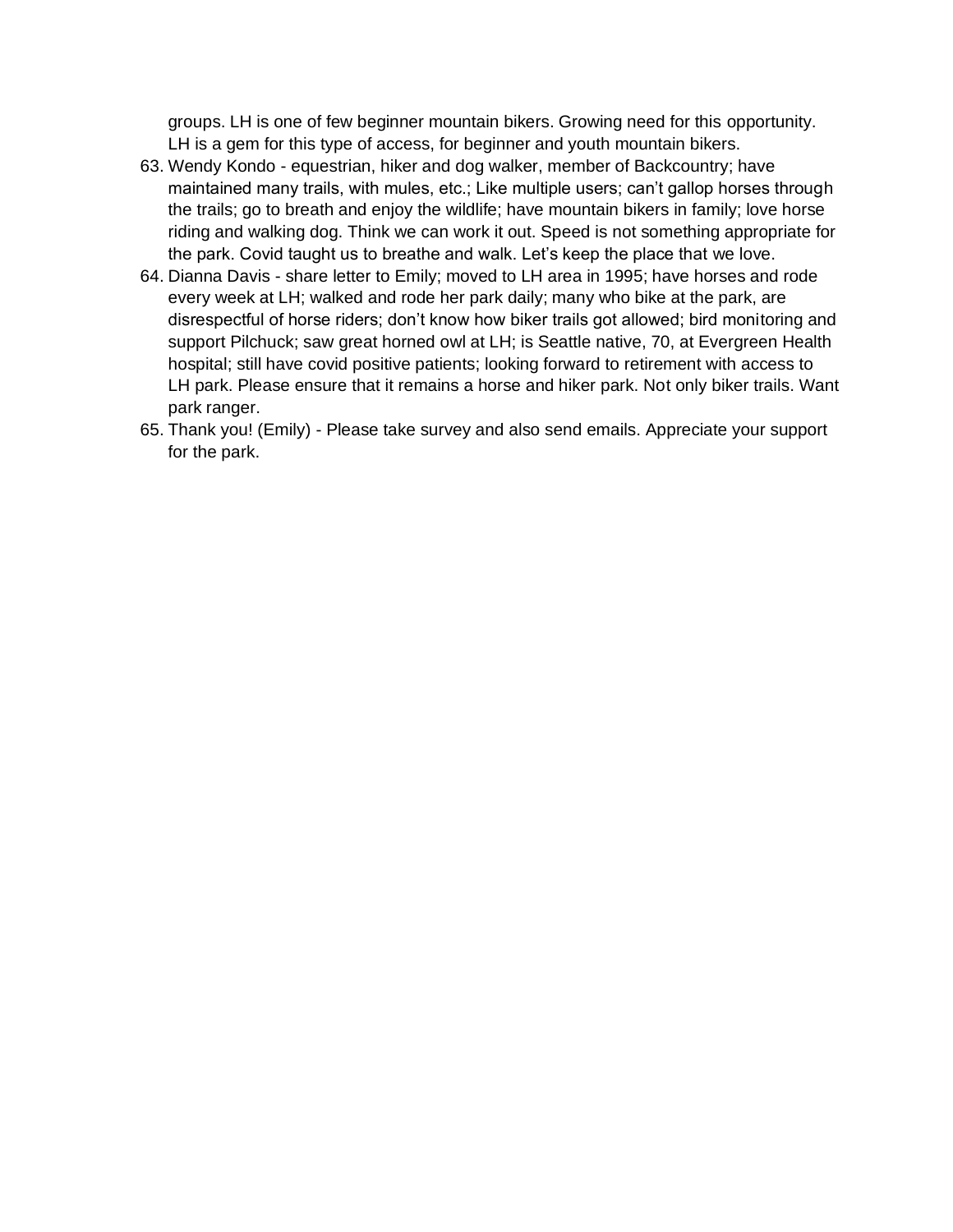groups. LH is one of few beginner mountain bikers. Growing need for this opportunity. LH is a gem for this type of access, for beginner and youth mountain bikers.

63. Wendy Kondo - equestrian, hiker and dog walker, member of Backcountry; have maintained many trails, with mules, etc.; Like multiple users; can't gallop horses through the trails; go to breath and enjoy the wildlife; have mountain bikers in family; love horse riding and walking dog. Think we can work it out. Speed is not something appropriate for the park. Covid taught us to breathe and walk. Let's keep the place that we love.
64. Dianna Davis - share letter to Emily; moved to LH area in 1995; have horses and rode every week at LH; walked and rode her park daily; many who bike at the park, are disrespectful of horse riders; don't know how biker trails got allowed; bird monitoring and support Pilchuck; saw great horned owl at LH; is Seattle native, 70, at Evergreen Health hospital; still have covid positive patients; looking forward to retirement with access to LH park. Please ensure that it remains a horse and hiker park. Not only biker trails. Want park ranger.
65. Thank you! (Emily) - Please take survey and also send emails. Appreciate your support for the park.